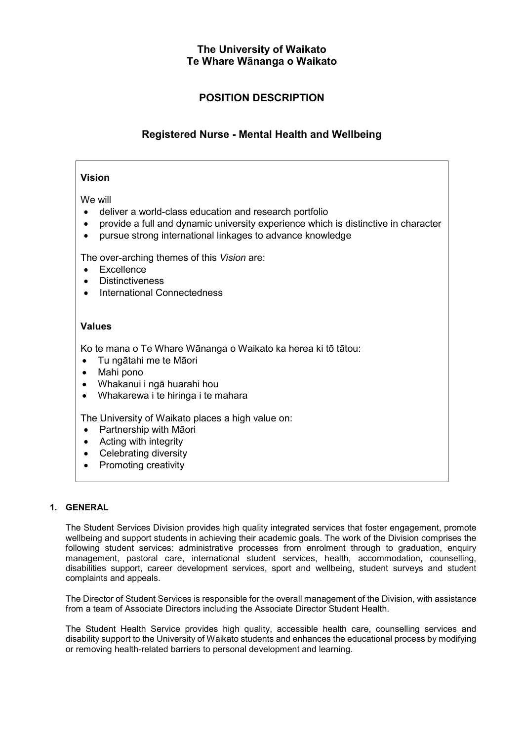# The University of Waikato
# Te Whare Wānanga o Waikato

## POSITION DESCRIPTION

## Registered Nurse - Mental Health and Wellbeing

**Vision**

We will

- deliver a world-class education and research portfolio
- provide a full and dynamic university experience which is distinctive in character
- pursue strong international linkages to advance knowledge

The over-arching themes of this *Vision* are:

- Excellence
- Distinctiveness
- International Connectedness

**Values**

Ko te mana o Te Whare Wānanga o Waikato ka herea ki tō tātou:

- Tu ngātahi me te Māori
- Mahi pono
- Whakanui i ngā huarahi hou
- Whakarewa i te hiringa i te mahara

The University of Waikato places a high value on:

- Partnership with Māori
- Acting with integrity
- Celebrating diversity
- Promoting creativity

### 1. GENERAL

The Student Services Division provides high quality integrated services that foster engagement, promote wellbeing and support students in achieving their academic goals. The work of the Division comprises the following student services: administrative processes from enrolment through to graduation, enquiry management, pastoral care, international student services, health, accommodation, counselling, disabilities support, career development services, sport and wellbeing, student surveys and student complaints and appeals.

The Director of Student Services is responsible for the overall management of the Division, with assistance from a team of Associate Directors including the Associate Director Student Health.

The Student Health Service provides high quality, accessible health care, counselling services and disability support to the University of Waikato students and enhances the educational process by modifying or removing health-related barriers to personal development and learning.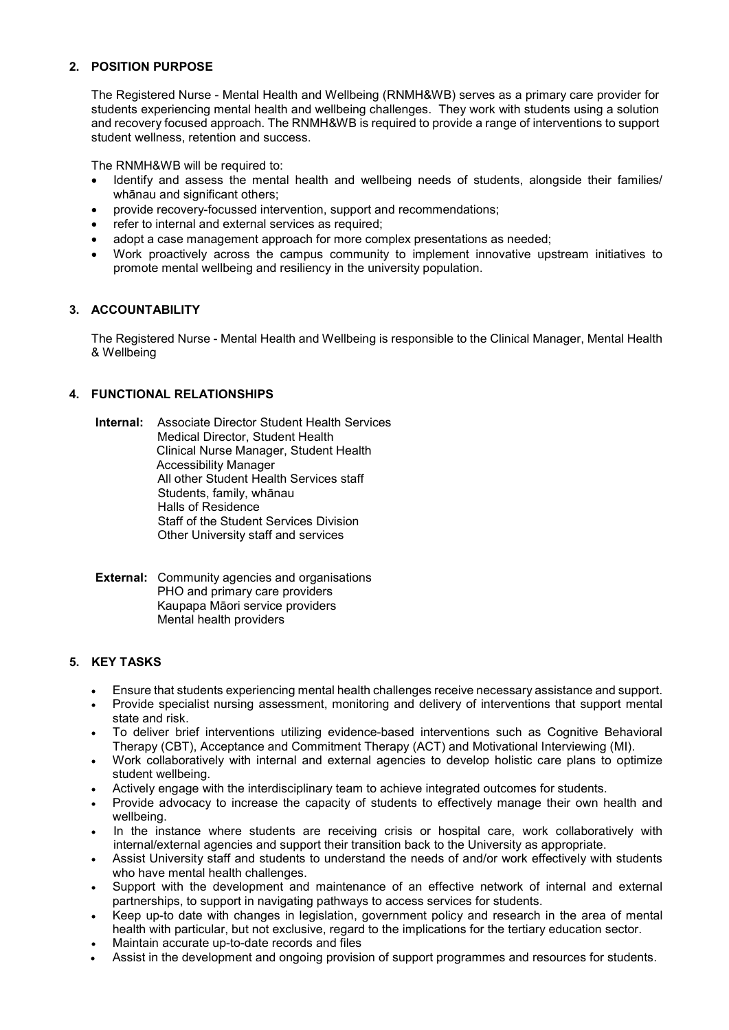## 2. POSITION PURPOSE

The Registered Nurse - Mental Health and Wellbeing (RNMH&WB) serves as a primary care provider for students experiencing mental health and wellbeing challenges. They work with students using a solution and recovery focused approach. The RNMH&WB is required to provide a range of interventions to support student wellness, retention and success.

The RNMH&WB will be required to:

- Identify and assess the mental health and wellbeing needs of students, alongside their families/ whānau and significant others;
- provide recovery-focussed intervention, support and recommendations;
- refer to internal and external services as required;
- adopt a case management approach for more complex presentations as needed;
- Work proactively across the campus community to implement innovative upstream initiatives to promote mental wellbeing and resiliency in the university population.

## 3. ACCOUNTABILITY

The Registered Nurse - Mental Health and Wellbeing is responsible to the Clinical Manager, Mental Health & Wellbeing

## 4. FUNCTIONAL RELATIONSHIPS

**Internal:**
Associate Director Student Health Services
Medical Director, Student Health
Clinical Nurse Manager, Student Health
Accessibility Manager
All other Student Health Services staff
Students, family, whānau
Halls of Residence
Staff of the Student Services Division
Other University staff and services

**External:**
Community agencies and organisations
PHO and primary care providers
Kaupapa Māori service providers
Mental health providers

## 5. KEY TASKS

- Ensure that students experiencing mental health challenges receive necessary assistance and support.
- Provide specialist nursing assessment, monitoring and delivery of interventions that support mental state and risk.
- To deliver brief interventions utilizing evidence-based interventions such as Cognitive Behavioral Therapy (CBT), Acceptance and Commitment Therapy (ACT) and Motivational Interviewing (MI).
- Work collaboratively with internal and external agencies to develop holistic care plans to optimize student wellbeing.
- Actively engage with the interdisciplinary team to achieve integrated outcomes for students.
- Provide advocacy to increase the capacity of students to effectively manage their own health and wellbeing.
- In the instance where students are receiving crisis or hospital care, work collaboratively with internal/external agencies and support their transition back to the University as appropriate.
- Assist University staff and students to understand the needs of and/or work effectively with students who have mental health challenges.
- Support with the development and maintenance of an effective network of internal and external partnerships, to support in navigating pathways to access services for students.
- Keep up-to date with changes in legislation, government policy and research in the area of mental health with particular, but not exclusive, regard to the implications for the tertiary education sector.
- Maintain accurate up-to-date records and files
- Assist in the development and ongoing provision of support programmes and resources for students.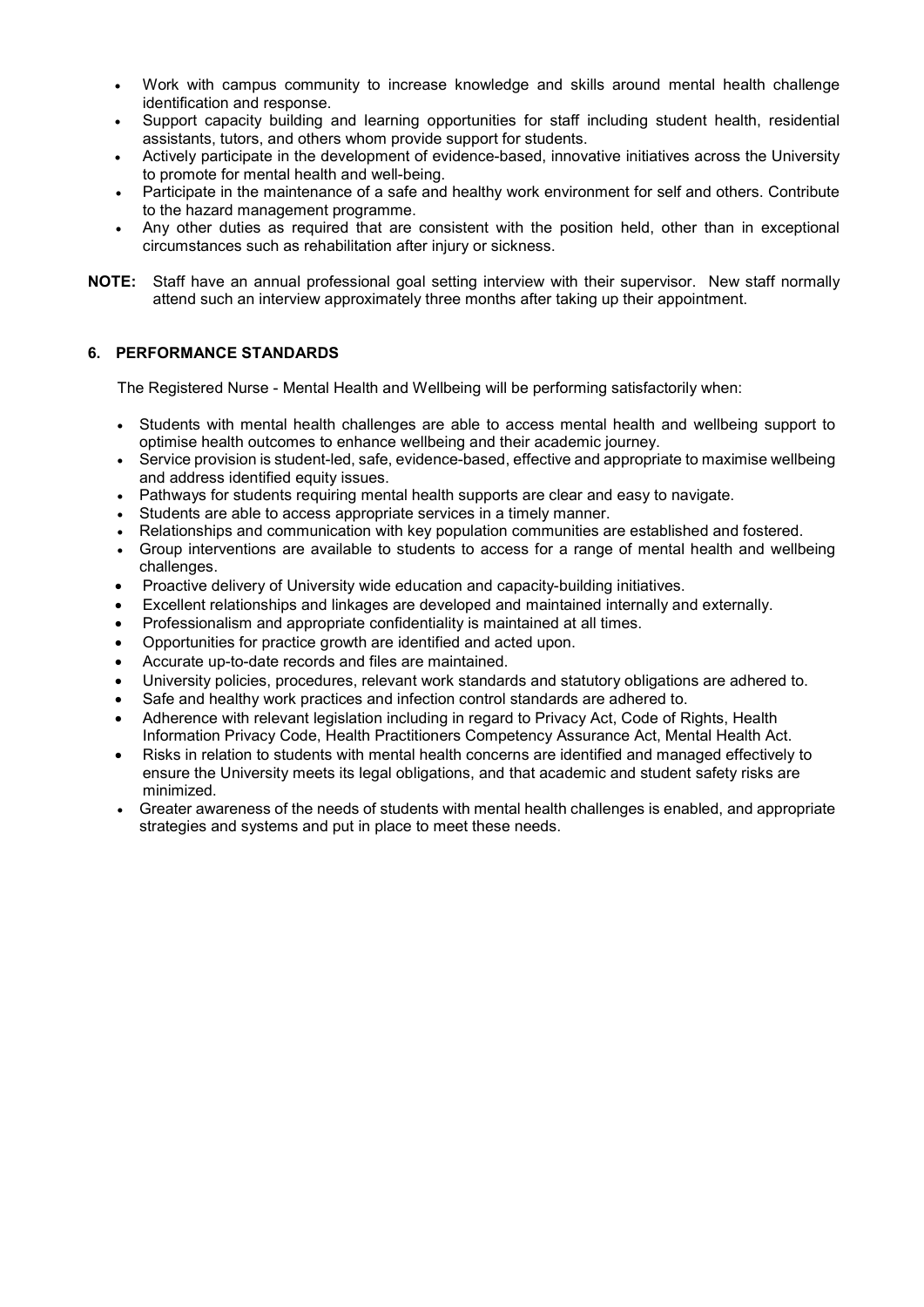- Work with campus community to increase knowledge and skills around mental health challenge identification and response.
- Support capacity building and learning opportunities for staff including student health, residential assistants, tutors, and others whom provide support for students.
- Actively participate in the development of evidence-based, innovative initiatives across the University to promote for mental health and well-being.
- Participate in the maintenance of a safe and healthy work environment for self and others. Contribute to the hazard management programme.
- Any other duties as required that are consistent with the position held, other than in exceptional circumstances such as rehabilitation after injury or sickness.

**NOTE:** Staff have an annual professional goal setting interview with their supervisor. New staff normally attend such an interview approximately three months after taking up their appointment.

## 6. PERFORMANCE STANDARDS

The Registered Nurse - Mental Health and Wellbeing will be performing satisfactorily when:

- Students with mental health challenges are able to access mental health and wellbeing support to optimise health outcomes to enhance wellbeing and their academic journey.
- Service provision is student-led, safe, evidence-based, effective and appropriate to maximise wellbeing and address identified equity issues.
- Pathways for students requiring mental health supports are clear and easy to navigate.
- Students are able to access appropriate services in a timely manner.
- Relationships and communication with key population communities are established and fostered.
- Group interventions are available to students to access for a range of mental health and wellbeing challenges.
- Proactive delivery of University wide education and capacity-building initiatives.
- Excellent relationships and linkages are developed and maintained internally and externally.
- Professionalism and appropriate confidentiality is maintained at all times.
- Opportunities for practice growth are identified and acted upon.
- Accurate up-to-date records and files are maintained.
- University policies, procedures, relevant work standards and statutory obligations are adhered to.
- Safe and healthy work practices and infection control standards are adhered to.
- Adherence with relevant legislation including in regard to Privacy Act, Code of Rights, Health Information Privacy Code, Health Practitioners Competency Assurance Act, Mental Health Act.
- Risks in relation to students with mental health concerns are identified and managed effectively to ensure the University meets its legal obligations, and that academic and student safety risks are minimized.
- Greater awareness of the needs of students with mental health challenges is enabled, and appropriate strategies and systems and put in place to meet these needs.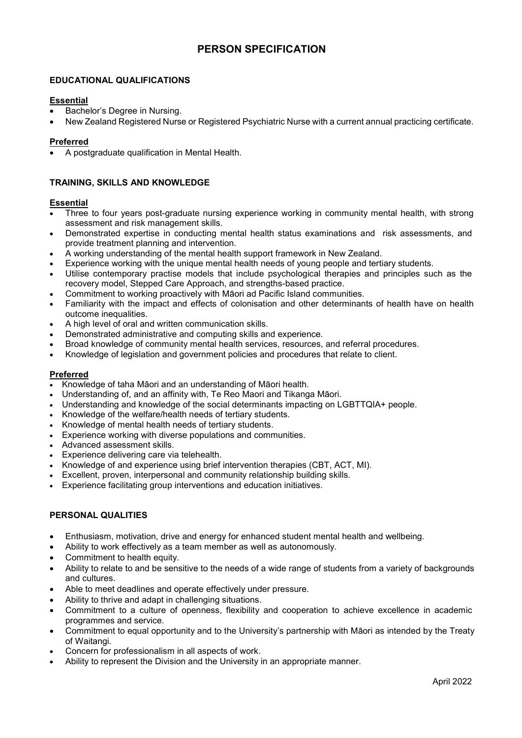# PERSON SPECIFICATION

## EDUCATIONAL QUALIFICATIONS

### Essential

- Bachelor's Degree in Nursing.
- New Zealand Registered Nurse or Registered Psychiatric Nurse with a current annual practicing certificate.

### Preferred

- A postgraduate qualification in Mental Health.

## TRAINING, SKILLS AND KNOWLEDGE

### Essential

- Three to four years post-graduate nursing experience working in community mental health, with strong assessment and risk management skills.
- Demonstrated expertise in conducting mental health status examinations and risk assessments, and provide treatment planning and intervention.
- A working understanding of the mental health support framework in New Zealand.
- Experience working with the unique mental health needs of young people and tertiary students.
- Utilise contemporary practise models that include psychological therapies and principles such as the recovery model, Stepped Care Approach, and strengths-based practice.
- Commitment to working proactively with Māori ad Pacific Island communities.
- Familiarity with the impact and effects of colonisation and other determinants of health have on health outcome inequalities.
- A high level of oral and written communication skills.
- Demonstrated administrative and computing skills and experience.
- Broad knowledge of community mental health services, resources, and referral procedures.
- Knowledge of legislation and government policies and procedures that relate to client.

### Preferred

- Knowledge of taha Māori and an understanding of Māori health.
- Understanding of, and an affinity with, Te Reo Maori and Tikanga Māori.
- Understanding and knowledge of the social determinants impacting on LGBTTQIA+ people.
- Knowledge of the welfare/health needs of tertiary students.
- Knowledge of mental health needs of tertiary students.
- Experience working with diverse populations and communities.
- Advanced assessment skills.
- Experience delivering care via telehealth.
- Knowledge of and experience using brief intervention therapies (CBT, ACT, MI).
- Excellent, proven, interpersonal and community relationship building skills.
- Experience facilitating group interventions and education initiatives.

## PERSONAL QUALITIES

- Enthusiasm, motivation, drive and energy for enhanced student mental health and wellbeing.
- Ability to work effectively as a team member as well as autonomously.
- Commitment to health equity.
- Ability to relate to and be sensitive to the needs of a wide range of students from a variety of backgrounds and cultures.
- Able to meet deadlines and operate effectively under pressure.
- Ability to thrive and adapt in challenging situations.
- Commitment to a culture of openness, flexibility and cooperation to achieve excellence in academic programmes and service.
- Commitment to equal opportunity and to the University's partnership with Māori as intended by the Treaty of Waitangi.
- Concern for professionalism in all aspects of work.
- Ability to represent the Division and the University in an appropriate manner.

April 2022